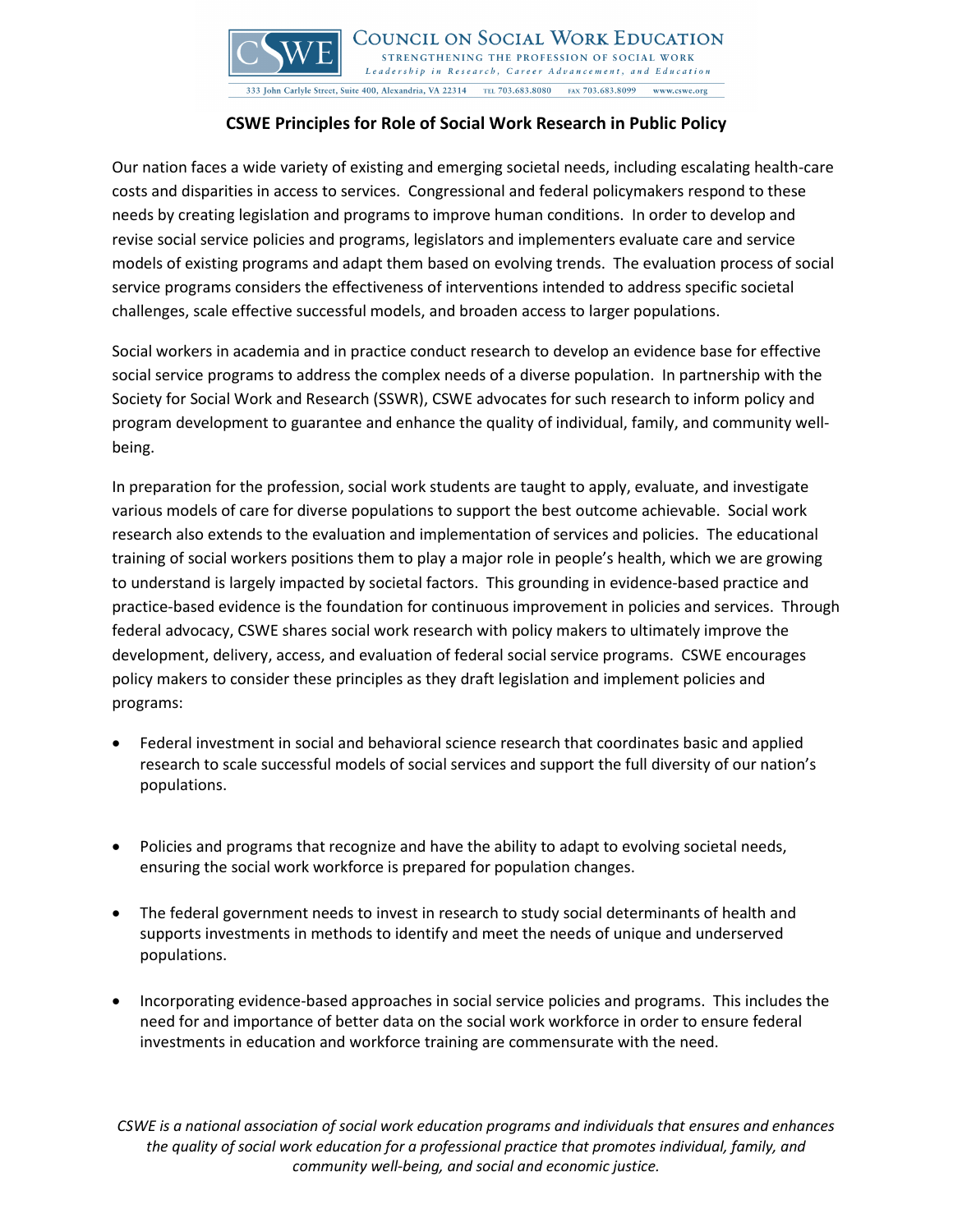# CSWE Principles for Role of Social Work Research in Public Policy

Our nation faces a wide variety of existing and emerging societal needs, including escalating health-care costs and disparities in access to services. Congressional and federal policymakers respond to these needs by creating legislation and programs to improve human conditions. In order to develop and revise social service policies and programs, legislators and implementers evaluate care and service models of existing programs and adapt them based on evolving trends. The evaluation process of social service programs considers the effectiveness of interventions intended to address specific societal challenges, scale effective successful models, and broaden access to larger populations.

Social workers in academia and in practice conduct research to develop an evidence base for effective social service programs to address the complex needs of a diverse population. In partnership with the Society for Social Work and Research (SSWR), CSWE advocates for such research to inform policy and program development to guarantee and enhance the quality of individual, family, and community well-being.

In preparation for the profession, social work students are taught to apply, evaluate, and investigate various models of care for diverse populations to support the best outcome achievable. Social work research also extends to the evaluation and implementation of services and policies. The educational training of social workers positions them to play a major role in people's health, which we are growing to understand is largely impacted by societal factors. This grounding in evidence-based practice and practice-based evidence is the foundation for continuous improvement in policies and services. Through federal advocacy, CSWE shares social work research with policy makers to ultimately improve the development, delivery, access, and evaluation of federal social service programs. CSWE encourages policy makers to consider these principles as they draft legislation and implement policies and programs:

- Federal investment in social and behavioral science research that coordinates basic and applied research to scale successful models of social services and support the full diversity of our nation's populations.
- Policies and programs that recognize and have the ability to adapt to evolving societal needs, ensuring the social work workforce is prepared for population changes.
- The federal government needs to invest in research to study social determinants of health and supports investments in methods to identify and meet the needs of unique and underserved populations.
- Incorporating evidence-based approaches in social service policies and programs. This includes the need for and importance of better data on the social work workforce in order to ensure federal investments in education and workforce training are commensurate with the need.

*CSWE is a national association of social work education programs and individuals that ensures and enhances the quality of social work education for a professional practice that promotes individual, family, and community well-being, and social and economic justice.*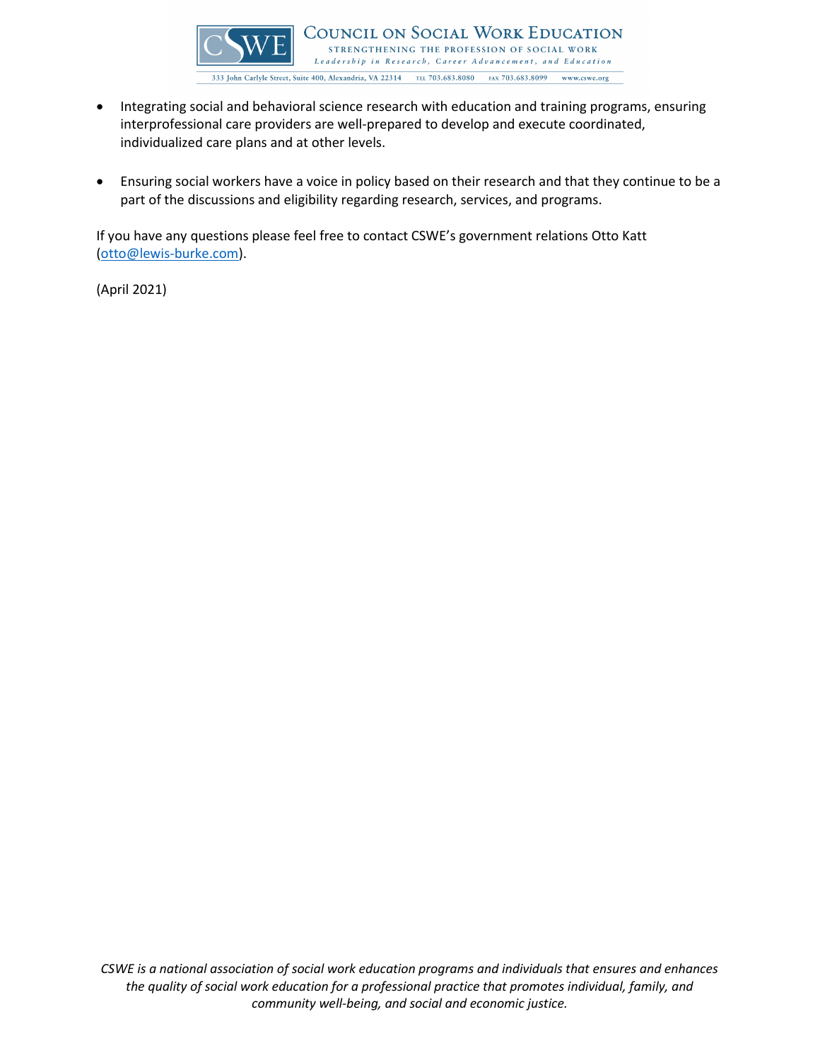- Integrating social and behavioral science research with education and training programs, ensuring interprofessional care providers are well-prepared to develop and execute coordinated, individualized care plans and at other levels.

- Ensuring social workers have a voice in policy based on their research and that they continue to be a part of the discussions and eligibility regarding research, services, and programs.

If you have any questions please feel free to contact CSWE's government relations Otto Katt (otto@lewis-burke.com).

(April 2021)